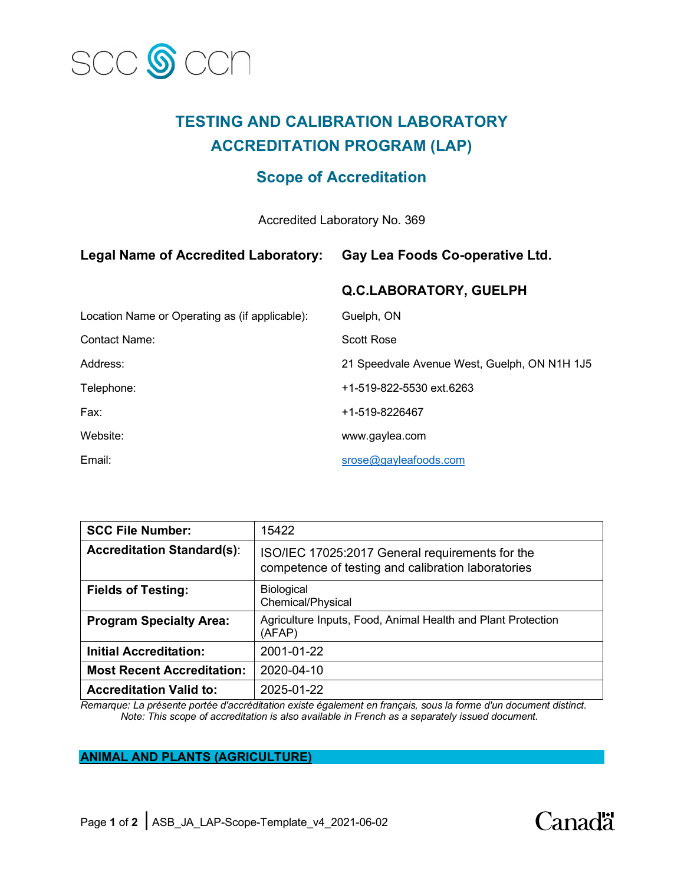# TESTING AND CALIBRATION LABORATORY ACCREDITATION PROGRAM (LAP)

## Scope of Accreditation

Accredited Laboratory No. 369

| | |
|---|---|
| **Legal Name of Accredited Laboratory:** | **Gay Lea Foods Co-operative Ltd.** |
| | **Q.C.LABORATORY, GUELPH** |
| Location Name or Operating as (if applicable): | Guelph, ON |
| Contact Name: | Scott Rose |
| Address: | 21 Speedvale Avenue West, Guelph, ON N1H 1J5 |
| Telephone: | +1-519-822-5530 ext.6263 |
| Fax: | +1-519-8226467 |
| Website: | www.gaylea.com |
| Email: | srose@gayleafoods.com |

| | |
|---|---|
| **SCC File Number:** | 15422 |
| **Accreditation Standard(s)**: | ISO/IEC 17025:2017 General requirements for the competence of testing and calibration laboratories |
| **Fields of Testing:** | Biological<br>Chemical/Physical |
| **Program Specialty Area:** | Agriculture Inputs, Food, Animal Health and Plant Protection (AFAP) |
| **Initial Accreditation:** | 2001-01-22 |
| **Most Recent Accreditation:** | 2020-04-10 |
| **Accreditation Valid to:** | 2025-01-22 |

*Remarque: La présente portée d'accréditation existe également en français, sous la forme d'un document distinct.*
*Note: This scope of accreditation is also available in French as a separately issued document.*

**ANIMAL AND PLANTS (AGRICULTURE)**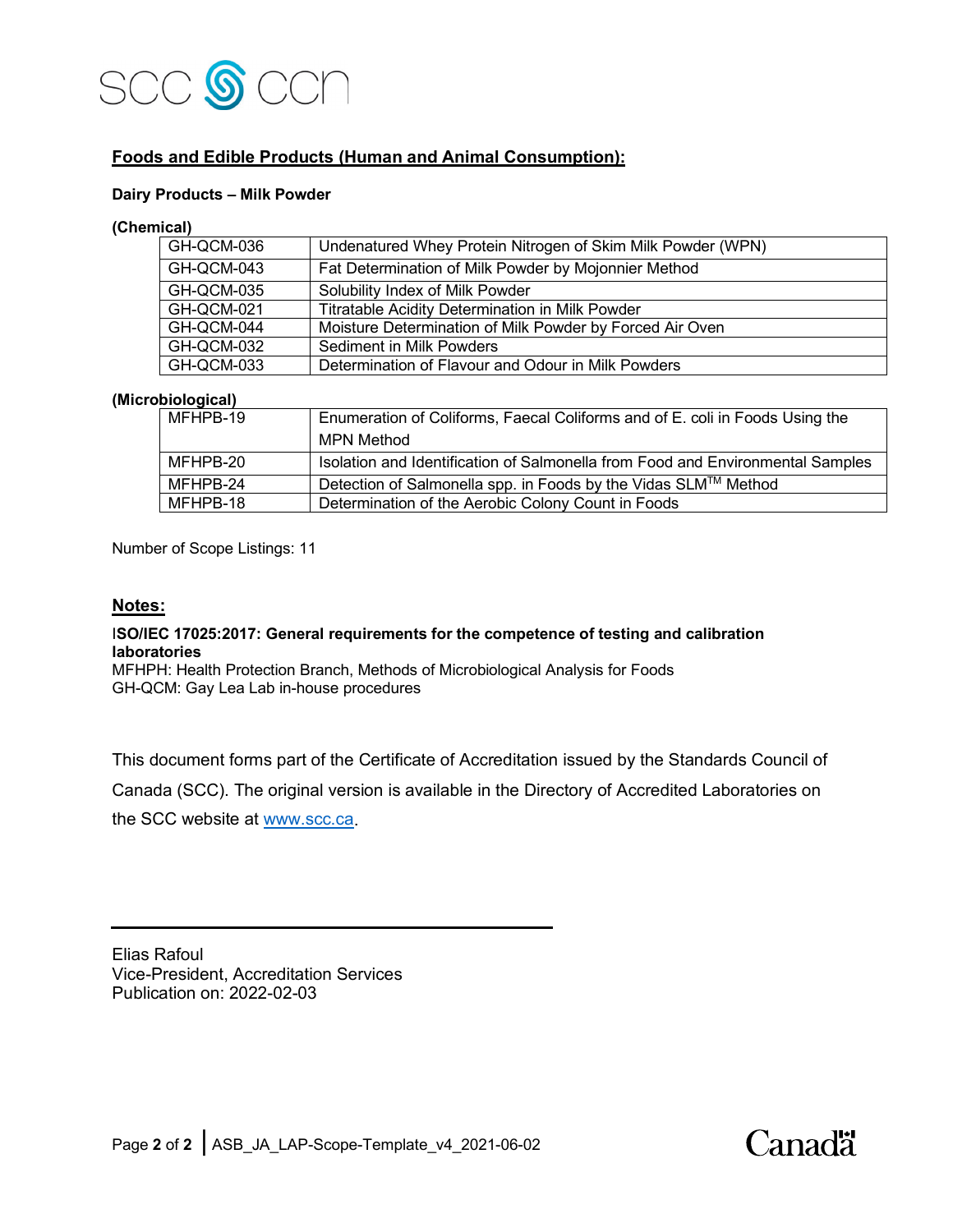## Foods and Edible Products (Human and Animal Consumption):

### Dairy Products – Milk Powder

**(Chemical)**

| | |
|---|---|
| GH-QCM-036 | Undenatured Whey Protein Nitrogen of Skim Milk Powder (WPN) |
| GH-QCM-043 | Fat Determination of Milk Powder by Mojonnier Method |
| GH-QCM-035 | Solubility Index of Milk Powder |
| GH-QCM-021 | Titratable Acidity Determination in Milk Powder |
| GH-QCM-044 | Moisture Determination of Milk Powder by Forced Air Oven |
| GH-QCM-032 | Sediment in Milk Powders |
| GH-QCM-033 | Determination of Flavour and Odour in Milk Powders |

**(Microbiological)**

| | |
|---|---|
| MFHPB-19 | Enumeration of Coliforms, Faecal Coliforms and of E. coli in Foods Using the MPN Method |
| MFHPB-20 | Isolation and Identification of Salmonella from Food and Environmental Samples |
| MFHPB-24 | Detection of Salmonella spp. in Foods by the Vidas SLM™ Method |
| MFHPB-18 | Determination of the Aerobic Colony Count in Foods |

Number of Scope Listings: 11

## Notes:

**ISO/IEC 17025:2017: General requirements for the competence of testing and calibration laboratories**
MFHPH: Health Protection Branch, Methods of Microbiological Analysis for Foods
GH-QCM: Gay Lea Lab in-house procedures

This document forms part of the Certificate of Accreditation issued by the Standards Council of Canada (SCC). The original version is available in the Directory of Accredited Laboratories on the SCC website at www.scc.ca.

Elias Rafoul
Vice-President, Accreditation Services
Publication on: 2022-02-03